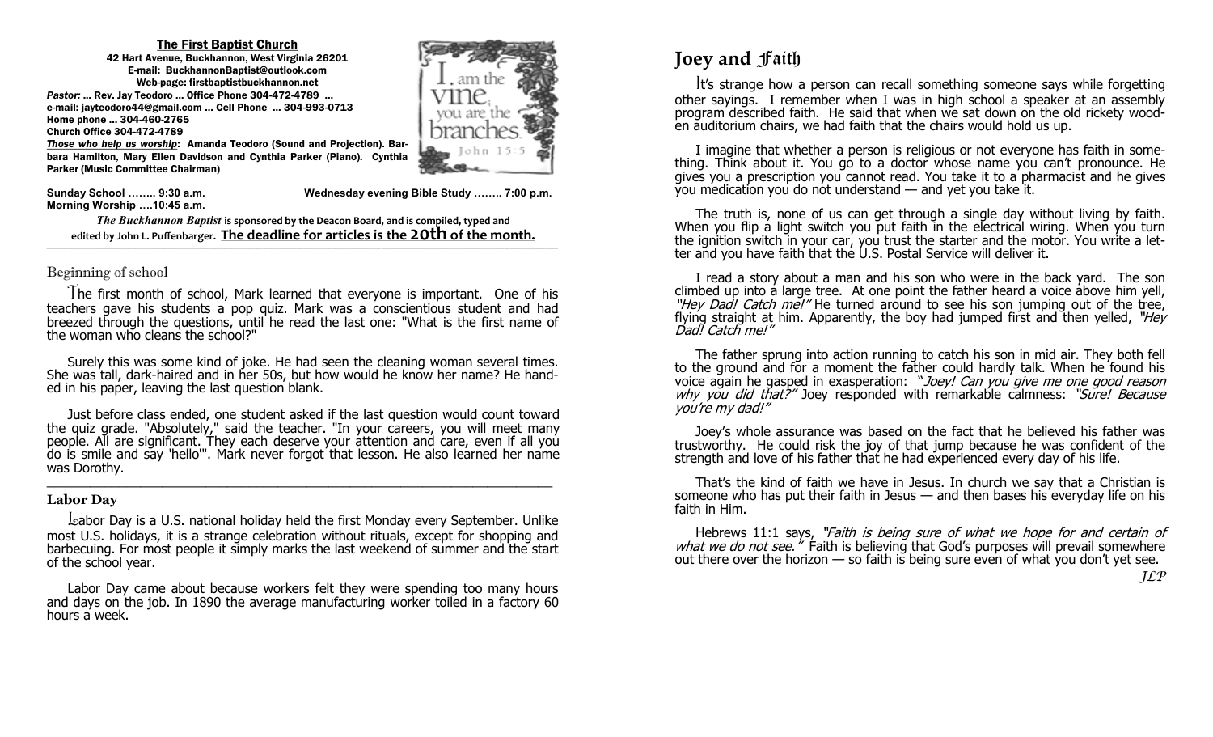**The First Baptist Church**
**42 Hart Avenue, Buckhannon, West Virginia 26201**
**E-mail: BuckhannonBaptist@outlook.com**
**Web-page: firstbaptistbuckhannon.net**

***Pastor:*** **... Rev. Jay Teodoro ... Office Phone 304-472-4789 ...**
**e-mail: jayteodoro44@gmail.com ... Cell Phone ... 304-993-0713**
**Home phone ... 304-460-2765**
**Church Office 304-472-4789**

***Those who help us worship*****: Amanda Teodoro (Sound and Projection). Barbara Hamilton, Mary Ellen Davidson and Cynthia Parker (Piano). Cynthia Parker (Music Committee Chairman)**

I am the vine; you are the branches. John 15:5

**Sunday School …….. 9:30 a.m.**
**Morning Worship ….10:45 a.m.**
**Wednesday evening Bible Study …….. 7:00 p.m.**

***The Buckhannon Baptist*** **is sponsored by the Deacon Board, and is compiled, typed and edited by John L. Puffenbarger. The deadline for articles is the 20th of the month.**

## Beginning of school

The first month of school, Mark learned that everyone is important. One of his teachers gave his students a pop quiz. Mark was a conscientious student and had breezed through the questions, until he read the last one: "What is the first name of the woman who cleans the school?"

Surely this was some kind of joke. He had seen the cleaning woman several times. She was tall, dark-haired and in her 50s, but how would he know her name? He handed in his paper, leaving the last question blank.

Just before class ended, one student asked if the last question would count toward the quiz grade. "Absolutely," said the teacher. "In your careers, you will meet many people. All are significant. They each deserve your attention and care, even if all you do is smile and say 'hello'". Mark never forgot that lesson. He also learned her name was Dorothy.

---

## Labor Day

Labor Day is a U.S. national holiday held the first Monday every September. Unlike most U.S. holidays, it is a strange celebration without rituals, except for shopping and barbecuing. For most people it simply marks the last weekend of summer and the start of the school year.

Labor Day came about because workers felt they were spending too many hours and days on the job. In 1890 the average manufacturing worker toiled in a factory 60 hours a week.

# Joey and Faith

It's strange how a person can recall something someone says while forgetting other sayings. I remember when I was in high school a speaker at an assembly program described faith. He said that when we sat down on the old rickety wooden auditorium chairs, we had faith that the chairs would hold us up.

I imagine that whether a person is religious or not everyone has faith in something. Think about it. You go to a doctor whose name you can't pronounce. He gives you a prescription you cannot read. You take it to a pharmacist and he gives you medication you do not understand — and yet you take it.

The truth is, none of us can get through a single day without living by faith. When you flip a light switch you put faith in the electrical wiring. When you turn the ignition switch in your car, you trust the starter and the motor. You write a letter and you have faith that the U.S. Postal Service will deliver it.

I read a story about a man and his son who were in the back yard. The son climbed up into a large tree. At one point the father heard a voice above him yell, *"Hey Dad! Catch me!"* He turned around to see his son jumping out of the tree, flying straight at him. Apparently, the boy had jumped first and then yelled, *"Hey Dad! Catch me!"*

The father sprung into action running to catch his son in mid air. They both fell to the ground and for a moment the father could hardly talk. When he found his voice again he gasped in exasperation: *"Joey! Can you give me one good reason why you did that?"* Joey responded with remarkable calmness: *"Sure! Because you're my dad!"*

Joey's whole assurance was based on the fact that he believed his father was trustworthy. He could risk the joy of that jump because he was confident of the strength and love of his father that he had experienced every day of his life.

That's the kind of faith we have in Jesus. In church we say that a Christian is someone who has put their faith in Jesus — and then bases his everyday life on his faith in Him.

Hebrews 11:1 says, *"Faith is being sure of what we hope for and certain of what we do not see."* Faith is believing that God's purposes will prevail somewhere out there over the horizon — so faith is being sure even of what you don't yet see.

*JLP*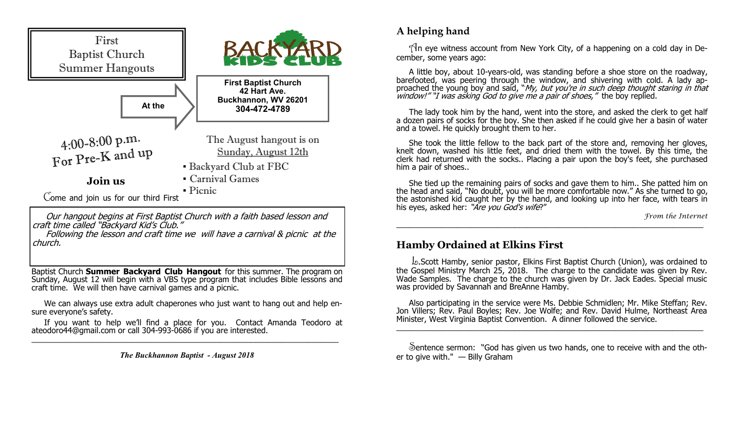First
Baptist Church
Summer Hangouts

BACKYARD KIDS CLUB

At the

**First Baptist Church**
**42 Hart Ave.**
**Buckhannon, WV 26201**
**304-472-4789**

4:00-8:00 p.m.
For Pre-K and up

The August hangout is on
Sunday, August 12th

- Backyard Club at FBC
- Carnival Games
- Picnic

**Join us**

Come and join us for our third First Baptist Church **Summer Backyard Club Hangout** for this summer. The program on Sunday, August 12 will begin with a VBS type program that includes Bible lessons and craft time. We will then have carnival games and a picnic.

*Our hangout begins at First Baptist Church with a faith based lesson and craft time called "Backyard Kid's Club."*

*Following the lesson and craft time we will have a carnival & picnic at the church.*

We can always use extra adult chaperones who just want to hang out and help ensure everyone's safety.

If you want to help we'll find a place for you. Contact Amanda Teodoro at ateodoro44@gmail.com or call 304-993-0686 if you are interested.

---

***The Buckhannon Baptist - August 2018***

## A helping hand

An eye witness account from New York City, of a happening on a cold day in December, some years ago:

A little boy, about 10-years-old, was standing before a shoe store on the roadway, barefooted, was peering through the window, and shivering with cold. A lady approached the young boy and said, "*My, but you're in such deep thought staring in that window!*" "*I was asking God to give me a pair of shoes,*" the boy replied.

The lady took him by the hand, went into the store, and asked the clerk to get half a dozen pairs of socks for the boy. She then asked if he could give her a basin of water and a towel. He quickly brought them to her.

She took the little fellow to the back part of the store and, removing her gloves, knelt down, washed his little feet, and dried them with the towel. By this time, the clerk had returned with the socks.. Placing a pair upon the boy's feet, she purchased him a pair of shoes..

She tied up the remaining pairs of socks and gave them to him.. She patted him on the head and said, "No doubt, you will be more comfortable now." As she turned to go, the astonished kid caught her by the hand, and looking up into her face, with tears in his eyes, asked her: *"Are you God's wife?"*

*From the Internet*

---

## Hamby Ordained at Elkins First

L.Scott Hamby, senior pastor, Elkins First Baptist Church (Union), was ordained to the Gospel Ministry March 25, 2018. The charge to the candidate was given by Rev. Wade Samples. The charge to the church was given by Dr. Jack Eades. Special music was provided by Savannah and BreAnne Hamby.

Also participating in the service were Ms. Debbie Schmidlen; Mr. Mike Steffan; Rev. Jon Villers; Rev. Paul Boyles; Rev. Joe Wolfe; and Rev. David Hulme, Northeast Area Minister, West Virginia Baptist Convention. A dinner followed the service.

---

Sentence sermon: "God has given us two hands, one to receive with and the other to give with." — Billy Graham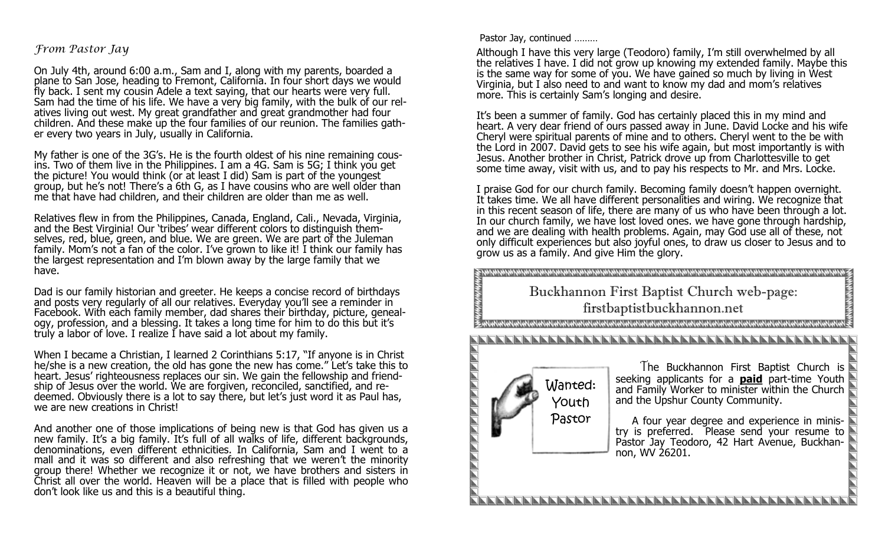*From Pastor Jay*

On July 4th, around 6:00 a.m., Sam and I, along with my parents, boarded a plane to San Jose, heading to Fremont, California. In four short days we would fly back. I sent my cousin Adele a text saying, that our hearts were very full. Sam had the time of his life. We have a very big family, with the bulk of our relatives living out west. My great grandfather and great grandmother had four children. And these make up the four families of our reunion. The families gather every two years in July, usually in California.

My father is one of the 3G's. He is the fourth oldest of his nine remaining cousins. Two of them live in the Philippines. I am a 4G. Sam is 5G; I think you get the picture! You would think (or at least I did) Sam is part of the youngest group, but he's not! There's a 6th G, as I have cousins who are well older than me that have had children, and their children are older than me as well.

Relatives flew in from the Philippines, Canada, England, Cali., Nevada, Virginia, and the Best Virginia! Our 'tribes' wear different colors to distinguish themselves, red, blue, green, and blue. We are green. We are part of the Juleman family. Mom's not a fan of the color. I've grown to like it! I think our family has the largest representation and I'm blown away by the large family that we have.

Dad is our family historian and greeter. He keeps a concise record of birthdays and posts very regularly of all our relatives. Everyday you'll see a reminder in Facebook. With each family member, dad shares their birthday, picture, genealogy, profession, and a blessing. It takes a long time for him to do this but it's truly a labor of love. I realize I have said a lot about my family.

When I became a Christian, I learned 2 Corinthians 5:17, "If anyone is in Christ he/she is a new creation, the old has gone the new has come." Let's take this to heart. Jesus' righteousness replaces our sin. We gain the fellowship and friendship of Jesus over the world. We are forgiven, reconciled, sanctified, and redeemed. Obviously there is a lot to say there, but let's just word it as Paul has, we are new creations in Christ!

And another one of those implications of being new is that God has given us a new family. It's a big family. It's full of all walks of life, different backgrounds, denominations, even different ethnicities. In California, Sam and I went to a mall and it was so different and also refreshing that we weren't the minority group there! Whether we recognize it or not, we have brothers and sisters in Christ all over the world. Heaven will be a place that is filled with people who don't look like us and this is a beautiful thing.

Pastor Jay, continued ………

Although I have this very large (Teodoro) family, I'm still overwhelmed by all the relatives I have. I did not grow up knowing my extended family. Maybe this is the same way for some of you. We have gained so much by living in West Virginia, but I also need to and want to know my dad and mom's relatives more. This is certainly Sam's longing and desire.

It's been a summer of family. God has certainly placed this in my mind and heart. A very dear friend of ours passed away in June. David Locke and his wife Cheryl were spiritual parents of mine and to others. Cheryl went to the be with the Lord in 2007. David gets to see his wife again, but most importantly is with Jesus. Another brother in Christ, Patrick drove up from Charlottesville to get some time away, visit with us, and to pay his respects to Mr. and Mrs. Locke.

I praise God for our church family. Becoming family doesn't happen overnight. It takes time. We all have different personalities and wiring. We recognize that in this recent season of life, there are many of us who have been through a lot. In our church family, we have lost loved ones. we have gone through hardship, and we are dealing with health problems. Again, may God use all of these, not only difficult experiences but also joyful ones, to draw us closer to Jesus and to grow us as a family. And give Him the glory.

Buckhannon First Baptist Church web-page:
firstbaptistbuckhannon.net

Wanted: Youth Pastor

The Buckhannon First Baptist Church is seeking applicants for a **paid** part-time Youth and Family Worker to minister within the Church and the Upshur County Community.

A four year degree and experience in ministry is preferred. Please send your resume to Pastor Jay Teodoro, 42 Hart Avenue, Buckhannon, WV 26201.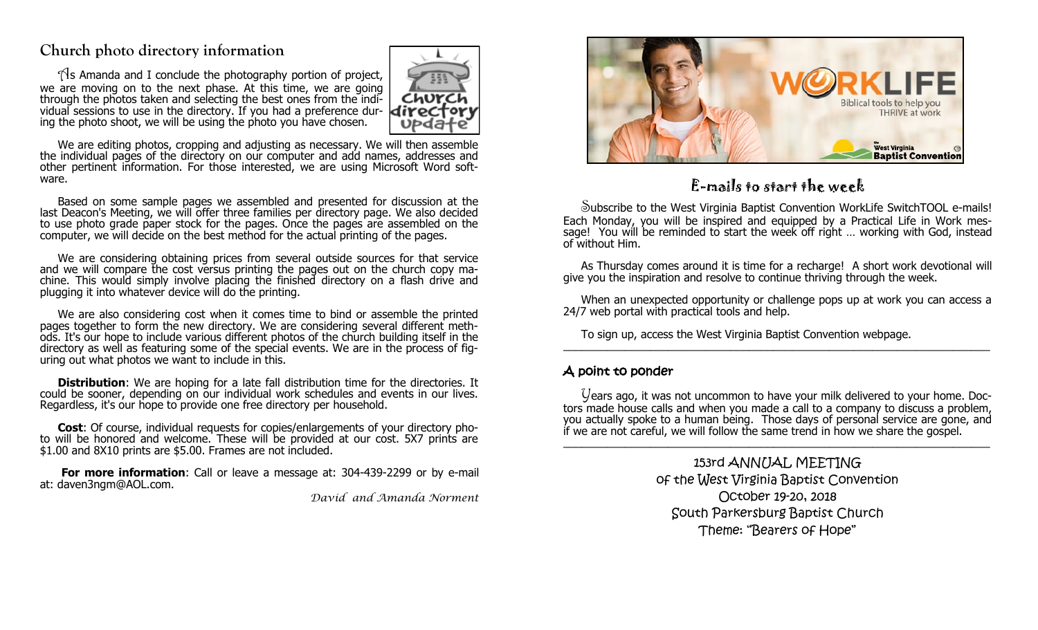## Church photo directory information

As Amanda and I conclude the photography portion of project, we are moving on to the next phase. At this time, we are going through the photos taken and selecting the best ones from the individual sessions to use in the directory. If you had a preference during the photo shoot, we will be using the photo you have chosen.

We are editing photos, cropping and adjusting as necessary. We will then assemble the individual pages of the directory on our computer and add names, addresses and other pertinent information. For those interested, we are using Microsoft Word software.

Based on some sample pages we assembled and presented for discussion at the last Deacon's Meeting, we will offer three families per directory page. We also decided to use photo grade paper stock for the pages. Once the pages are assembled on the computer, we will decide on the best method for the actual printing of the pages.

We are considering obtaining prices from several outside sources for that service and we will compare the cost versus printing the pages out on the church copy machine. This would simply involve placing the finished directory on a flash drive and plugging it into whatever device will do the printing.

We are also considering cost when it comes time to bind or assemble the printed pages together to form the new directory. We are considering several different methods. It's our hope to include various different photos of the church building itself in the directory as well as featuring some of the special events. We are in the process of figuring out what photos we want to include in this.

**Distribution**: We are hoping for a late fall distribution time for the directories. It could be sooner, depending on our individual work schedules and events in our lives. Regardless, it's our hope to provide one free directory per household.

**Cost**: Of course, individual requests for copies/enlargements of your directory photo will be honored and welcome. These will be provided at our cost. 5X7 prints are $1.00 and 8X10 prints are $5.00. Frames are not included.

**For more information**: Call or leave a message at: 304-439-2299 or by e-mail at: daven3ngm@AOL.com.

*David and Amanda Norment*

## E-mails to start the week

Subscribe to the West Virginia Baptist Convention WorkLife SwitchTOOL e-mails! Each Monday, you will be inspired and equipped by a Practical Life in Work message! You will be reminded to start the week off right … working with God, instead of without Him.

As Thursday comes around it is time for a recharge! A short work devotional will give you the inspiration and resolve to continue thriving through the week.

When an unexpected opportunity or challenge pops up at work you can access a 24/7 web portal with practical tools and help.

To sign up, access the West Virginia Baptist Convention webpage.

---

### A point to ponder

Years ago, it was not uncommon to have your milk delivered to your home. Doctors made house calls and when you made a call to a company to discuss a problem, you actually spoke to a human being. Those days of personal service are gone, and if we are not careful, we will follow the same trend in how we share the gospel.

---

153rd ANNUAL MEETING
of the West Virginia Baptist Convention
October 19-20, 2018
South Parkersburg Baptist Church
Theme: "Bearers of Hope"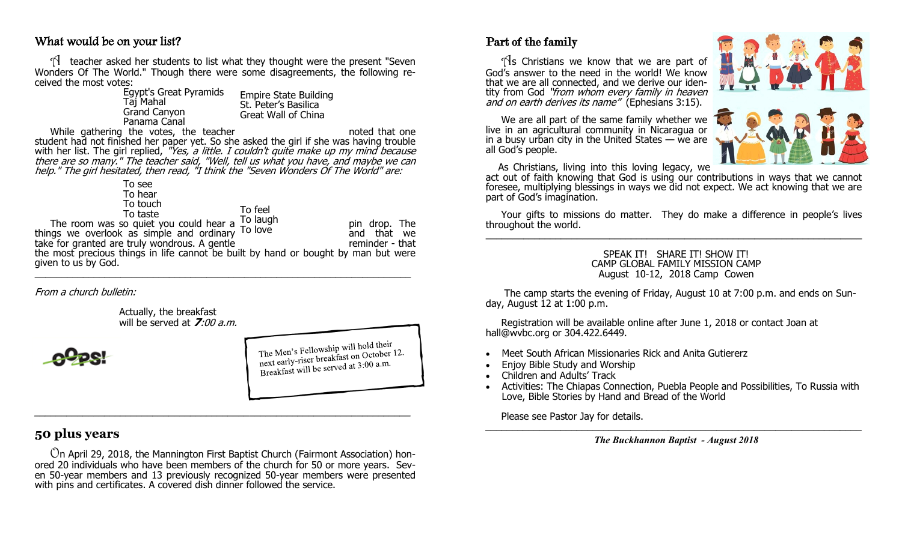## What would be on your list?

A teacher asked her students to list what they thought were the present "Seven Wonders Of The World." Though there were some disagreements, the following received the most votes:

- Egypt's Great Pyramids
- Taj Mahal
- Grand Canyon
- Panama Canal
- Empire State Building
- St. Peter's Basilica
- Great Wall of China

While gathering the votes, the teacher noted that one student had not finished her paper yet. So she asked the girl if she was having trouble with her list. The girl replied, *"Yes, a little. I couldn't quite make up my mind because there are so many." The teacher said, "Well, tell us what you have, and maybe we can help." The girl hesitated, then read, "I think the "Seven Wonders Of The World" are:*

- To see
- To hear
- To touch
- To taste
- To feel
- To laugh
- To love

The room was so quiet you could hear a pin drop. The things we overlook as simple and ordinary and that we take for granted are truly wondrous. A gentle reminder - that the most precious things in life cannot be built by hand or bought by man but were given to us by God.

---

*From a church bulletin:*

Actually, the breakfast will be served at ***7****:00 a.m.*

OOPS!

The Men's Fellowship will hold their next early-riser breakfast on October 12. Breakfast will be served at 3:00 a.m.

---

## 50 plus years

On April 29, 2018, the Mannington First Baptist Church (Fairmont Association) honored 20 individuals who have been members of the church for 50 or more years. Seven 50-year members and 13 previously recognized 50-year members were presented with pins and certificates. A covered dish dinner followed the service.

## Part of the family

As Christians we know that we are part of God's answer to the need in the world! We know that we are all connected, and we derive our identity from God *"from whom every family in heaven and on earth derives its name"* (Ephesians 3:15).

We are all part of the same family whether we live in an agricultural community in Nicaragua or in a busy urban city in the United States — we are all God's people.

As Christians, living into this loving legacy, we act out of faith knowing that God is using our contributions in ways that we cannot foresee, multiplying blessings in ways we did not expect. We act knowing that we are part of God's imagination.

Your gifts to missions do matter. They do make a difference in people's lives throughout the world.

---

SPEAK IT! SHARE IT! SHOW IT!
CAMP GLOBAL FAMILY MISSION CAMP
August 10-12, 2018 Camp Cowen

The camp starts the evening of Friday, August 10 at 7:00 p.m. and ends on Sunday, August 12 at 1:00 p.m.

Registration will be available online after June 1, 2018 or contact Joan at hall@wvbc.org or 304.422.6449.

- Meet South African Missionaries Rick and Anita Gutiererz
- Enjoy Bible Study and Worship
- Children and Adults' Track
- Activities: The Chiapas Connection, Puebla People and Possibilities, To Russia with Love, Bible Stories by Hand and Bread of the World

Please see Pastor Jay for details.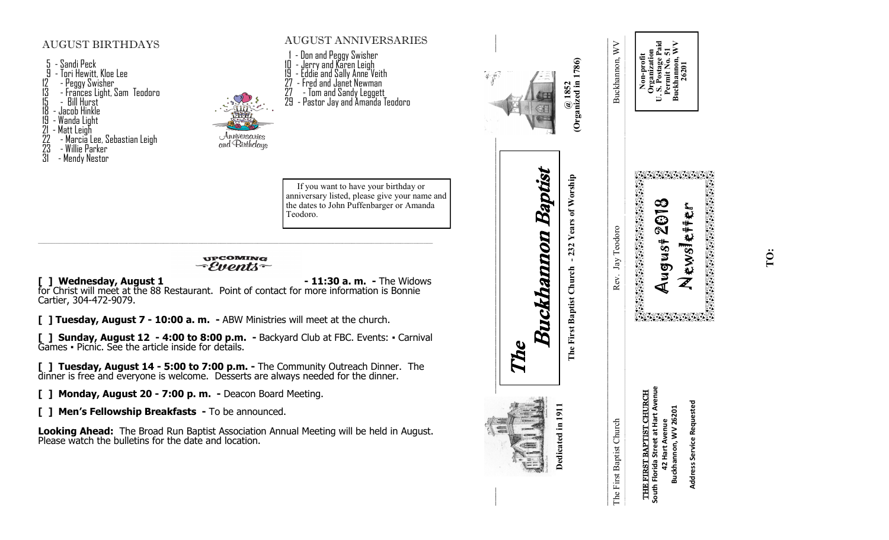## AUGUST BIRTHDAYS

- 5 - Sandi Peck
- 9 - Tori Hewitt, Kloe Lee
- 12 - Peggy Swisher
- 13 - Frances Light, Sam Teodoro
- 15 - Bill Hurst
- 18 - Jacob Hinkle
- 19 - Wanda Light
- 21 - Matt Leigh
- 22 - Marcia Lee, Sebastian Leigh
- 23 - Willie Parker
- 31 - Mendy Nestor

Anniversaries and Birthdays

## AUGUST ANNIVERSARIES

- 1 - Don and Peggy Swisher
- 10 - Jerry and Karen Leigh
- 19 - Eddie and Sally Anne Veith
- 27 - Fred and Janet Newman
- 27 - Tom and Sandy Leggett
- 29 - Pastor Jay and Amanda Teodoro

If you want to have your birthday or anniversary listed, please give your name and the dates to John Puffenbarger or Amanda Teodoro.

---

## UPCOMING Events

**[ ] Wednesday, August 1 - 11:30 a. m. -** The Widows for Christ will meet at the 88 Restaurant. Point of contact for more information is Bonnie Cartier, 304-472-9079.

**[ ] Tuesday, August 7 - 10:00 a. m. -** ABW Ministries will meet at the church.

**[ ] Sunday, August 12 - 4:00 to 8:00 p.m. -** Backyard Club at FBC. Events: ▪ Carnival Games ▪ Picnic. See the article inside for details.

**[ ] Tuesday, August 14 - 5:00 to 7:00 p.m. -** The Community Outreach Dinner. The dinner is free and everyone is welcome. Desserts are always needed for the dinner.

**[ ] Monday, August 20 - 7:00 p. m. -** Deacon Board Meeting.

**[ ] Men's Fellowship Breakfasts -** To be announced.

**Looking Ahead:** The Broad Run Baptist Association Annual Meeting will be held in August. Please watch the bulletins for the date and location.

---

Dedicated in 1911

# *The Buckhannon Baptist*

**The First Baptist Church - 232 Years of Worship**

**@ 1852 (Organized in 1786)**

The First Baptist Church — Rev. Jay Teodoro — Buckhannon, WV

**THE FIRST BAPTIST CHURCH**
**South Florida Street at Hart Avenue**
**42 Hart Avenue**
**Buckhannon, WV 26201**

**Address Service Requested**

**August 2018 Newsletter**

**Non-profit Organization U. S. Postage Paid Permit No. 51 Buckhannon, WV 26201**

**TO:**